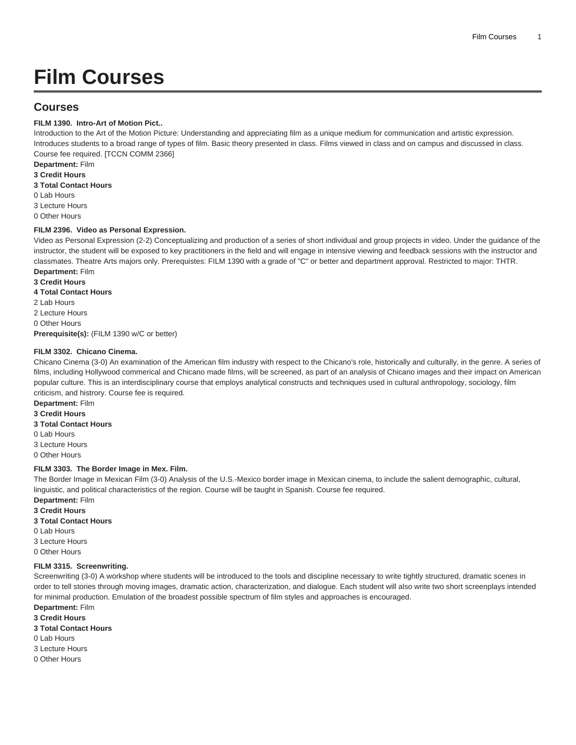# Film Courses

## Courses

**FILM 1390. Intro-Art of Motion Pict..**

Introduction to the Art of the Motion Picture: Understanding and appreciating film as a unique medium for communication and artistic expression. Introduces students to a broad range of types of film. Basic theory presented in class. Films viewed in class and on campus and discussed in class. Course fee required. [TCCN COMM 2366]

**Department:** Film
**3 Credit Hours**
**3 Total Contact Hours**
0 Lab Hours
3 Lecture Hours
0 Other Hours

**FILM 2396. Video as Personal Expression.**

Video as Personal Expression (2-2) Conceptualizing and production of a series of short individual and group projects in video. Under the guidance of the instructor, the student will be exposed to key practitioners in the field and will engage in intensive viewing and feedback sessions with the instructor and classmates. Theatre Arts majors only. Prerequistes: FILM 1390 with a grade of "C" or better and department approval. Restricted to major: THTR.

**Department:** Film
**3 Credit Hours**
**4 Total Contact Hours**
2 Lab Hours
2 Lecture Hours
0 Other Hours
**Prerequisite(s):** (FILM 1390 w/C or better)

**FILM 3302. Chicano Cinema.**

Chicano Cinema (3-0) An examination of the American film industry with respect to the Chicano's role, historically and culturally, in the genre. A series of films, including Hollywood commerical and Chicano made films, will be screened, as part of an analysis of Chicano images and their impact on American popular culture. This is an interdisciplinary course that employs analytical constructs and techniques used in cultural anthropology, sociology, film criticism, and hisrtory. Course fee is required.

**Department:** Film
**3 Credit Hours**
**3 Total Contact Hours**
0 Lab Hours
3 Lecture Hours
0 Other Hours

**FILM 3303. The Border Image in Mex. Film.**

The Border Image in Mexican Film (3-0) Analysis of the U.S.-Mexico border image in Mexican cinema, to include the salient demographic, cultural, linguistic, and political characteristics of the region. Course will be taught in Spanish. Course fee required.

**Department:** Film
**3 Credit Hours**
**3 Total Contact Hours**
0 Lab Hours
3 Lecture Hours
0 Other Hours

**FILM 3315. Screenwriting.**

Screenwriting (3-0) A workshop where students will be introduced to the tools and discipline necessary to write tightly structured, dramatic scenes in order to tell stories through moving images, dramatic action, characterization, and dialogue. Each student will also write two short screenplays intended for minimal production. Emulation of the broadest possible spectrum of film styles and approaches is encouraged.

**Department:** Film
**3 Credit Hours**
**3 Total Contact Hours**
0 Lab Hours
3 Lecture Hours
0 Other Hours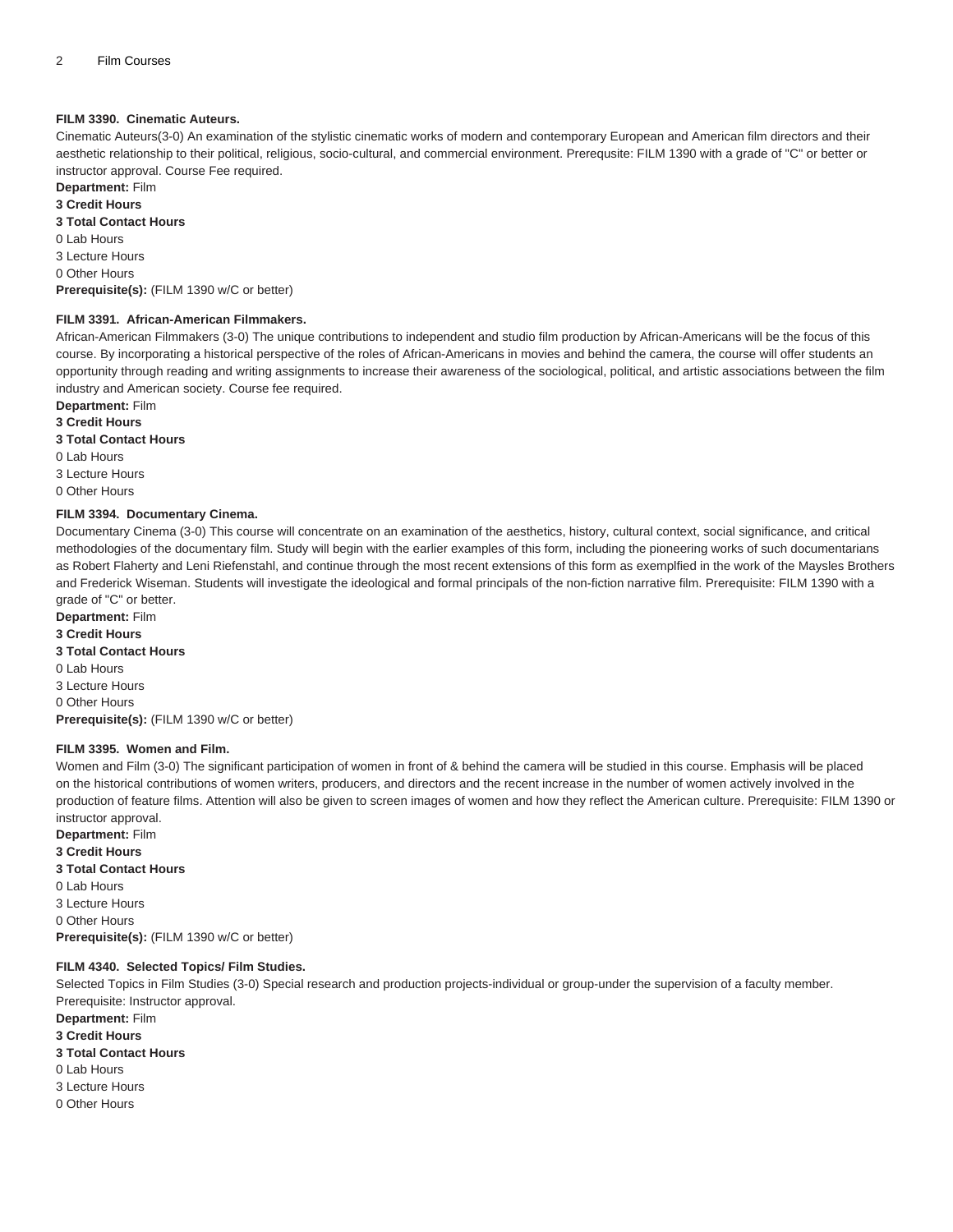#### FILM 3390. Cinematic Auteurs.

Cinematic Auteurs(3-0) An examination of the stylistic cinematic works of modern and contemporary European and American film directors and their aesthetic relationship to their political, religious, socio-cultural, and commercial environment. Prerequsite: FILM 1390 with a grade of "C" or better or instructor approval. Course Fee required.

**Department:** Film
**3 Credit Hours**
**3 Total Contact Hours**
0 Lab Hours
3 Lecture Hours
0 Other Hours
**Prerequisite(s):** (FILM 1390 w/C or better)

#### FILM 3391. African-American Filmmakers.

African-American Filmmakers (3-0) The unique contributions to independent and studio film production by African-Americans will be the focus of this course. By incorporating a historical perspective of the roles of African-Americans in movies and behind the camera, the course will offer students an opportunity through reading and writing assignments to increase their awareness of the sociological, political, and artistic associations between the film industry and American society. Course fee required.

**Department:** Film
**3 Credit Hours**
**3 Total Contact Hours**
0 Lab Hours
3 Lecture Hours
0 Other Hours

#### FILM 3394. Documentary Cinema.

Documentary Cinema (3-0) This course will concentrate on an examination of the aesthetics, history, cultural context, social significance, and critical methodologies of the documentary film. Study will begin with the earlier examples of this form, including the pioneering works of such documentarians as Robert Flaherty and Leni Riefenstahl, and continue through the most recent extensions of this form as exemplfied in the work of the Maysles Brothers and Frederick Wiseman. Students will investigate the ideological and formal principals of the non-fiction narrative film. Prerequisite: FILM 1390 with a grade of "C" or better.

**Department:** Film
**3 Credit Hours**
**3 Total Contact Hours**
0 Lab Hours
3 Lecture Hours
0 Other Hours
**Prerequisite(s):** (FILM 1390 w/C or better)

#### FILM 3395. Women and Film.

Women and Film (3-0) The significant participation of women in front of & behind the camera will be studied in this course. Emphasis will be placed on the historical contributions of women writers, producers, and directors and the recent increase in the number of women actively involved in the production of feature films. Attention will also be given to screen images of women and how they reflect the American culture. Prerequisite: FILM 1390 or instructor approval.

**Department:** Film
**3 Credit Hours**
**3 Total Contact Hours**
0 Lab Hours
3 Lecture Hours
0 Other Hours
**Prerequisite(s):** (FILM 1390 w/C or better)

#### FILM 4340. Selected Topics/ Film Studies.

Selected Topics in Film Studies (3-0) Special research and production projects-individual or group-under the supervision of a faculty member. Prerequisite: Instructor approval.

**Department:** Film
**3 Credit Hours**
**3 Total Contact Hours**
0 Lab Hours
3 Lecture Hours
0 Other Hours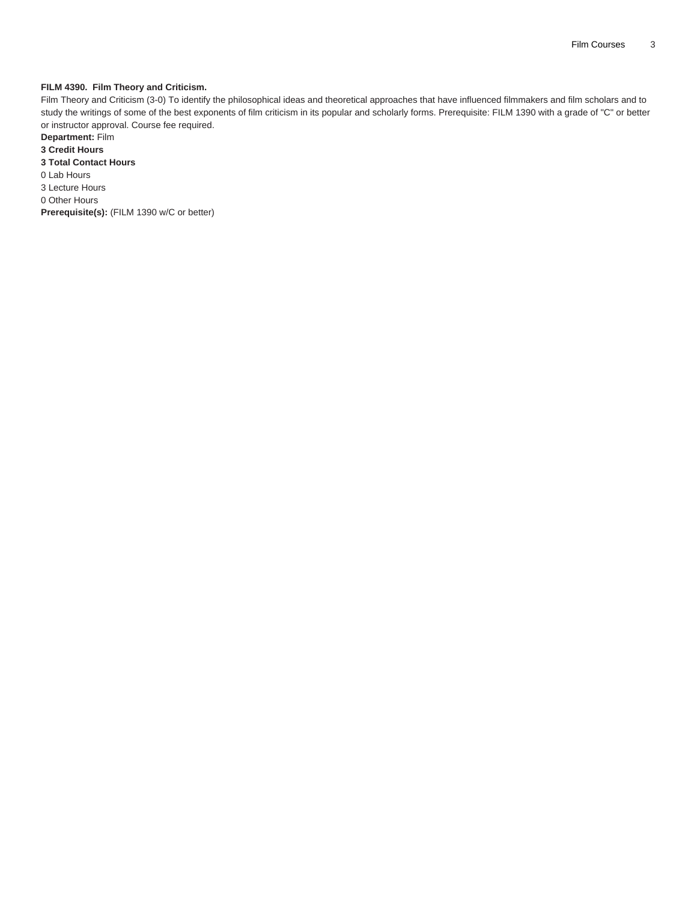**FILM 4390. Film Theory and Criticism.**
Film Theory and Criticism (3-0) To identify the philosophical ideas and theoretical approaches that have influenced filmmakers and film scholars and to study the writings of some of the best exponents of film criticism in its popular and scholarly forms. Prerequisite: FILM 1390 with a grade of "C" or better or instructor approval. Course fee required.
**Department:** Film
**3 Credit Hours**
**3 Total Contact Hours**
0 Lab Hours
3 Lecture Hours
0 Other Hours
**Prerequisite(s):** (FILM 1390 w/C or better)